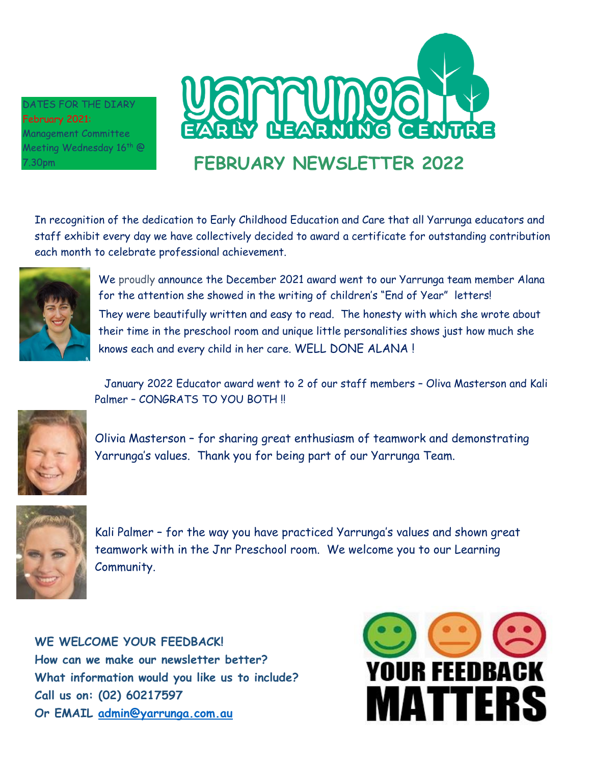DATES FOR THE DIARY
February 2021:
Management Committee Meeting Wednesday 16th @ 7.30pm

# Yarrunga Early Learning Centre

## FEBRUARY NEWSLETTER 2022

In recognition of the dedication to Early Childhood Education and Care that all Yarrunga educators and staff exhibit every day we have collectively decided to award a certificate for outstanding contribution each month to celebrate professional achievement.

We proudly announce the December 2021 award went to our Yarrunga team member Alana for the attention she showed in the writing of children's "End of Year" letters! They were beautifully written and easy to read. The honesty with which she wrote about their time in the preschool room and unique little personalities shows just how much she knows each and every child in her care. WELL DONE ALANA !

January 2022 Educator award went to 2 of our staff members – Oliva Masterson and Kali Palmer – CONGRATS TO YOU BOTH !!

Olivia Masterson – for sharing great enthusiasm of teamwork and demonstrating Yarrunga's values. Thank you for being part of our Yarrunga Team.

Kali Palmer – for the way you have practiced Yarrunga's values and shown great teamwork with in the Jnr Preschool room. We welcome you to our Learning Community.

**WE WELCOME YOUR FEEDBACK!**
**How can we make our newsletter better?**
**What information would you like us to include?**
**Call us on: (02) 60217597**
**Or EMAIL admin@yarrunga.com.au**

YOUR FEEDBACK MATTERS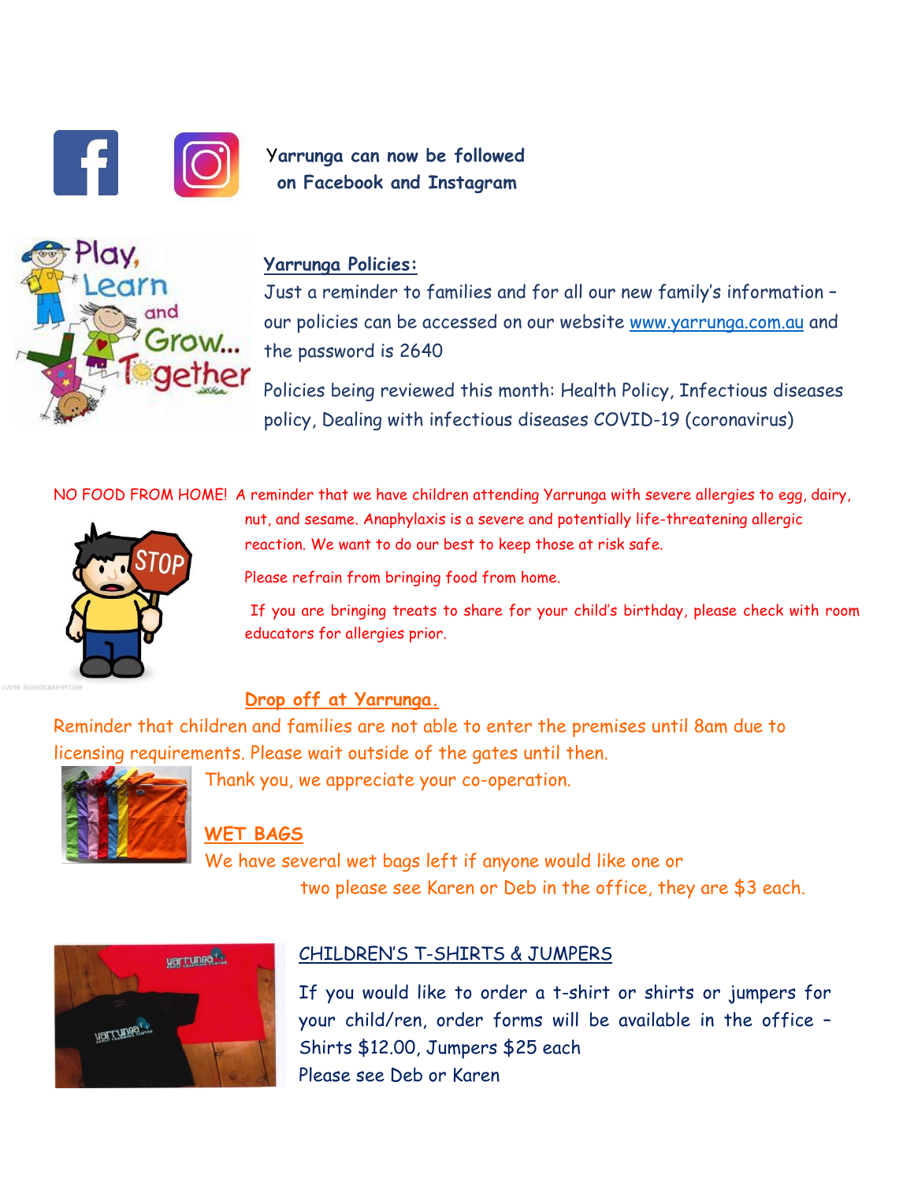Yarrunga can now be followed on Facebook and Instagram

## Yarrunga Policies:

Just a reminder to families and for all our new family's information – our policies can be accessed on our website www.yarrunga.com.au and the password is 2640

Policies being reviewed this month: Health Policy, Infectious diseases policy, Dealing with infectious diseases COVID-19 (coronavirus)

NO FOOD FROM HOME! A reminder that we have children attending Yarrunga with severe allergies to egg, dairy, nut, and sesame. Anaphylaxis is a severe and potentially life-threatening allergic reaction. We want to do our best to keep those at risk safe.

Please refrain from bringing food from home.

If you are bringing treats to share for your child's birthday, please check with room educators for allergies prior.

## Drop off at Yarrunga.

Reminder that children and families are not able to enter the premises until 8am due to licensing requirements. Please wait outside of the gates until then.

Thank you, we appreciate your co-operation.

## WET BAGS

We have several wet bags left if anyone would like one or two please see Karen or Deb in the office, they are $3 each.

## CHILDREN'S T-SHIRTS & JUMPERS

If you would like to order a t-shirt or shirts or jumpers for your child/ren, order forms will be available in the office – Shirts $12.00, Jumpers $25 each

Please see Deb or Karen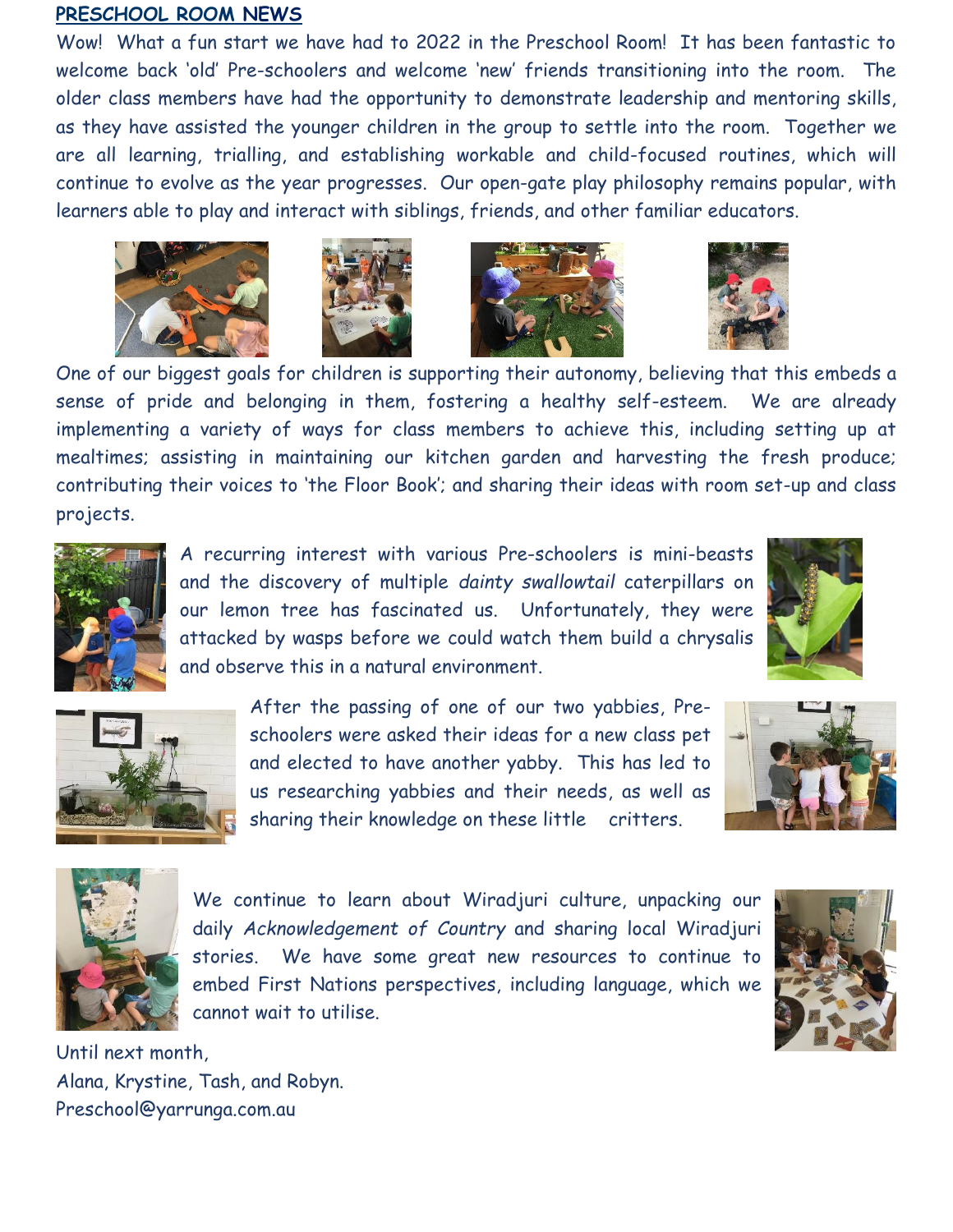## PRESCHOOL ROOM NEWS

Wow! What a fun start we have had to 2022 in the Preschool Room! It has been fantastic to welcome back 'old' Pre-schoolers and welcome 'new' friends transitioning into the room. The older class members have had the opportunity to demonstrate leadership and mentoring skills, as they have assisted the younger children in the group to settle into the room. Together we are all learning, trialling, and establishing workable and child-focused routines, which will continue to evolve as the year progresses. Our open-gate play philosophy remains popular, with learners able to play and interact with siblings, friends, and other familiar educators.

One of our biggest goals for children is supporting their autonomy, believing that this embeds a sense of pride and belonging in them, fostering a healthy self-esteem. We are already implementing a variety of ways for class members to achieve this, including setting up at mealtimes; assisting in maintaining our kitchen garden and harvesting the fresh produce; contributing their voices to 'the Floor Book'; and sharing their ideas with room set-up and class projects.

A recurring interest with various Pre-schoolers is mini-beasts and the discovery of multiple *dainty swallowtail* caterpillars on our lemon tree has fascinated us. Unfortunately, they were attacked by wasps before we could watch them build a chrysalis and observe this in a natural environment.

After the passing of one of our two yabbies, Pre-schoolers were asked their ideas for a new class pet and elected to have another yabby. This has led to us researching yabbies and their needs, as well as sharing their knowledge on these little critters.

We continue to learn about Wiradjuri culture, unpacking our daily *Acknowledgement of Country* and sharing local Wiradjuri stories. We have some great new resources to continue to embed First Nations perspectives, including language, which we cannot wait to utilise.

Until next month,
Alana, Krystine, Tash, and Robyn.
Preschool@yarrunga.com.au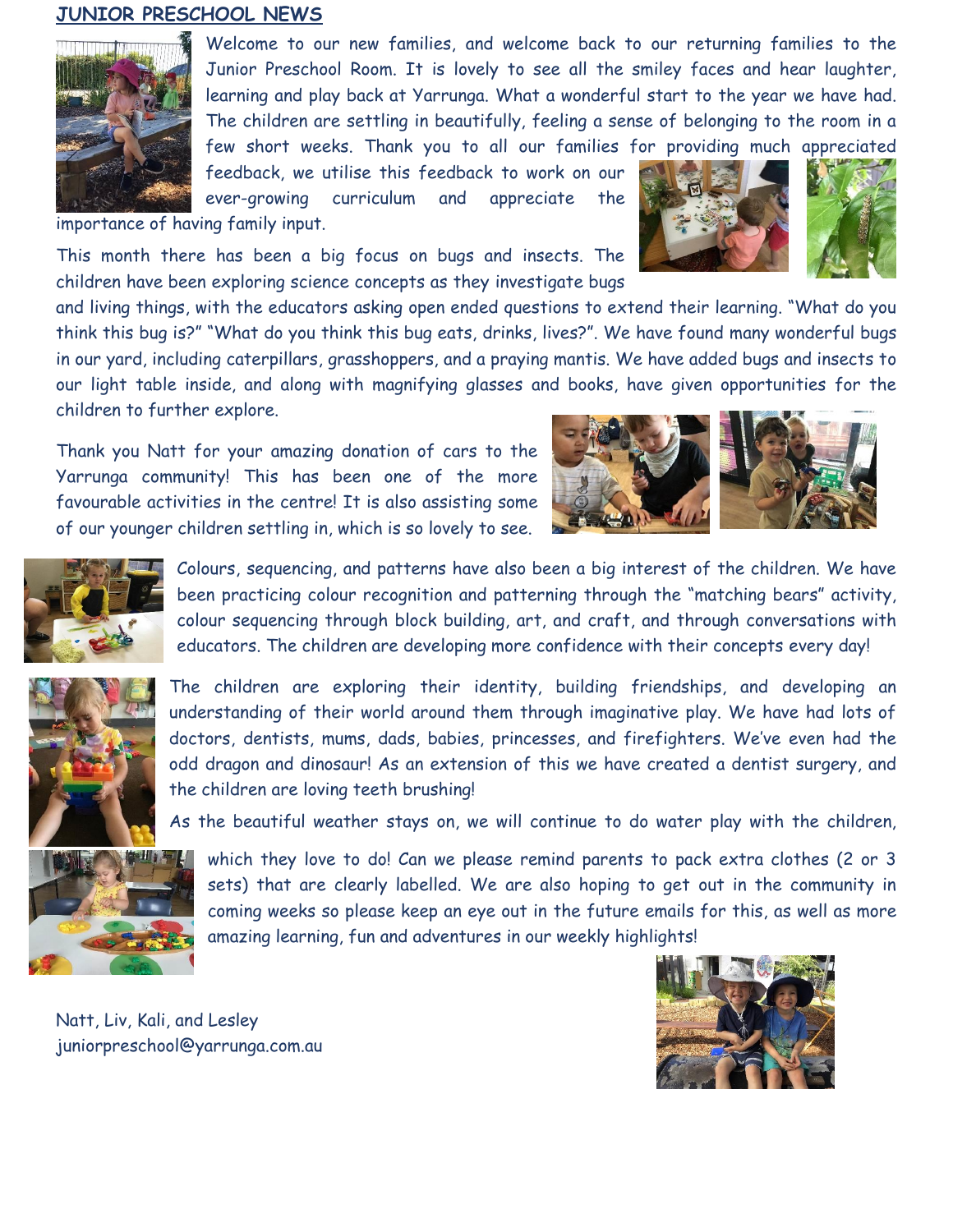## JUNIOR PRESCHOOL NEWS

Welcome to our new families, and welcome back to our returning families to the Junior Preschool Room. It is lovely to see all the smiley faces and hear laughter, learning and play back at Yarrunga. What a wonderful start to the year we have had. The children are settling in beautifully, feeling a sense of belonging to the room in a few short weeks. Thank you to all our families for providing much appreciated feedback, we utilise this feedback to work on our ever-growing curriculum and appreciate the importance of having family input.

This month there has been a big focus on bugs and insects. The children have been exploring science concepts as they investigate bugs and living things, with the educators asking open ended questions to extend their learning. "What do you think this bug is?" "What do you think this bug eats, drinks, lives?". We have found many wonderful bugs in our yard, including caterpillars, grasshoppers, and a praying mantis. We have added bugs and insects to our light table inside, and along with magnifying glasses and books, have given opportunities for the children to further explore.

Thank you Natt for your amazing donation of cars to the Yarrunga community! This has been one of the more favourable activities in the centre! It is also assisting some of our younger children settling in, which is so lovely to see.

Colours, sequencing, and patterns have also been a big interest of the children. We have been practicing colour recognition and patterning through the "matching bears" activity, colour sequencing through block building, art, and craft, and through conversations with educators. The children are developing more confidence with their concepts every day!

The children are exploring their identity, building friendships, and developing an understanding of their world around them through imaginative play. We have had lots of doctors, dentists, mums, dads, babies, princesses, and firefighters. We've even had the odd dragon and dinosaur! As an extension of this we have created a dentist surgery, and the children are loving teeth brushing!

As the beautiful weather stays on, we will continue to do water play with the children, which they love to do! Can we please remind parents to pack extra clothes (2 or 3 sets) that are clearly labelled. We are also hoping to get out in the community in coming weeks so please keep an eye out in the future emails for this, as well as more amazing learning, fun and adventures in our weekly highlights!

Natt, Liv, Kali, and Lesley
juniorpreschool@yarrunga.com.au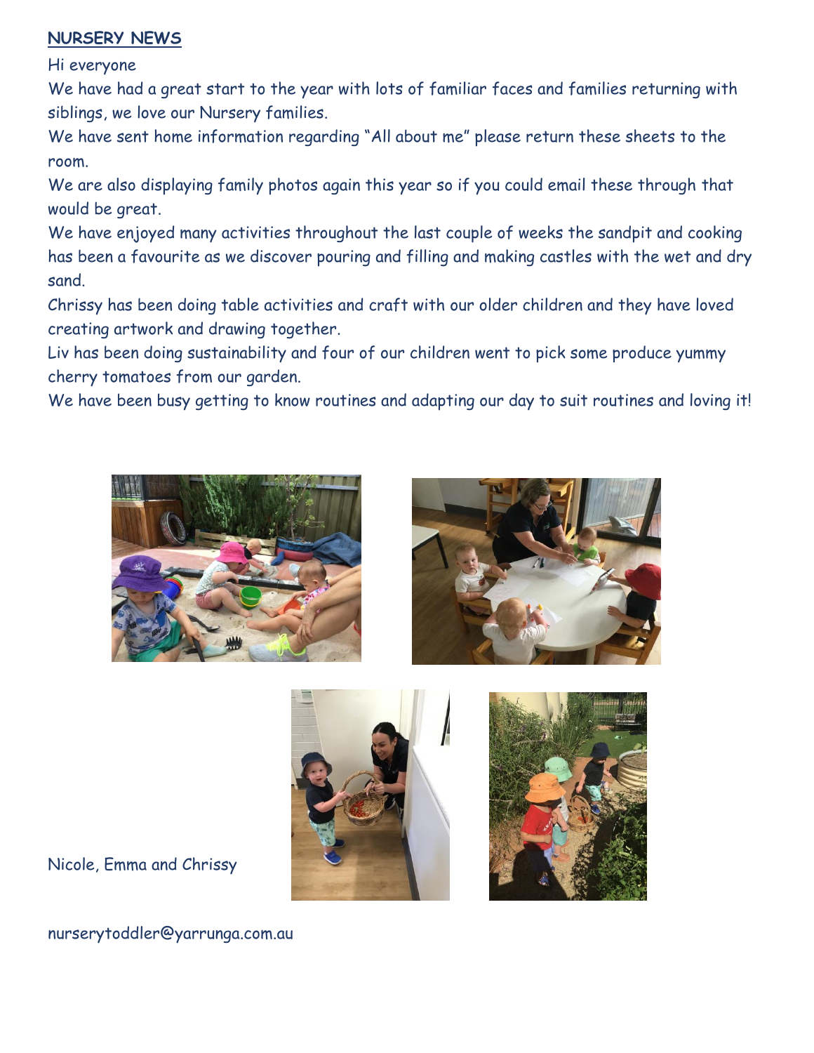## NURSERY NEWS

Hi everyone

We have had a great start to the year with lots of familiar faces and families returning with siblings, we love our Nursery families.

We have sent home information regarding "All about me" please return these sheets to the room.

We are also displaying family photos again this year so if you could email these through that would be great.

We have enjoyed many activities throughout the last couple of weeks the sandpit and cooking has been a favourite as we discover pouring and filling and making castles with the wet and dry sand.

Chrissy has been doing table activities and craft with our older children and they have loved creating artwork and drawing together.

Liv has been doing sustainability and four of our children went to pick some produce yummy cherry tomatoes from our garden.

We have been busy getting to know routines and adapting our day to suit routines and loving it!

Nicole, Emma and Chrissy

nurserytoddler@yarrunga.com.au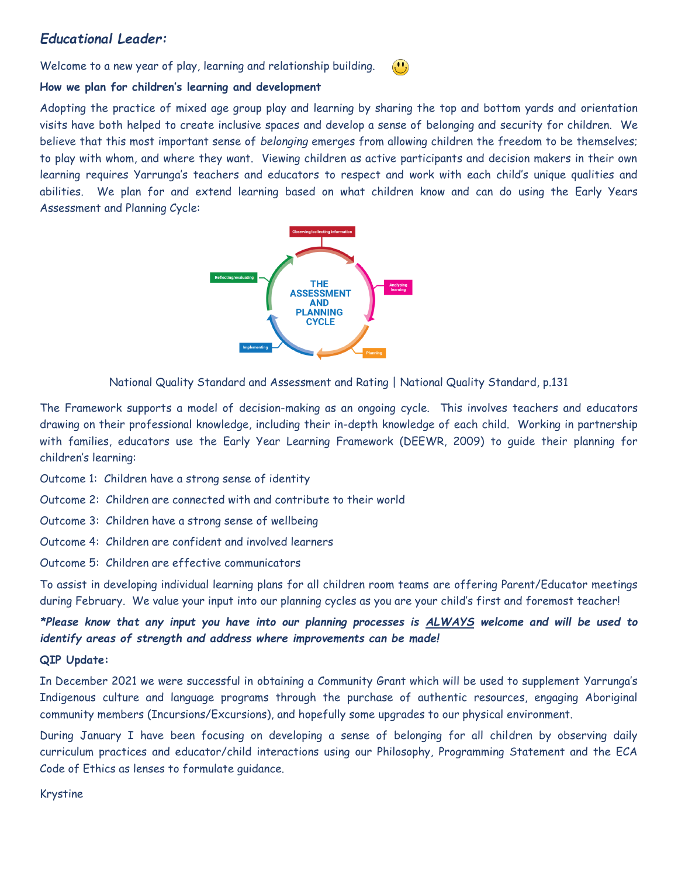## *Educational Leader:*

Welcome to a new year of play, learning and relationship building. 🙂

**How we plan for children's learning and development**

Adopting the practice of mixed age group play and learning by sharing the top and bottom yards and orientation visits have both helped to create inclusive spaces and develop a sense of belonging and security for children. We believe that this most important sense of *belonging* emerges from allowing children the freedom to be themselves; to play with whom, and where they want. Viewing children as active participants and decision makers in their own learning requires Yarrunga's teachers and educators to respect and work with each child's unique qualities and abilities. We plan for and extend learning based on what children know and can do using the Early Years Assessment and Planning Cycle:

THE ASSESSMENT AND PLANNING CYCLE

Observing/collecting information → Analysing learning → Planning → Implementing → Reflecting/evaluating

National Quality Standard and Assessment and Rating | National Quality Standard, p.131

The Framework supports a model of decision-making as an ongoing cycle. This involves teachers and educators drawing on their professional knowledge, including their in-depth knowledge of each child. Working in partnership with families, educators use the Early Year Learning Framework (DEEWR, 2009) to guide their planning for children's learning:

Outcome 1: Children have a strong sense of identity

Outcome 2: Children are connected with and contribute to their world

Outcome 3: Children have a strong sense of wellbeing

Outcome 4: Children are confident and involved learners

Outcome 5: Children are effective communicators

To assist in developing individual learning plans for all children room teams are offering Parent/Educator meetings during February. We value your input into our planning cycles as you are your child's first and foremost teacher!

***Please know that any input you have into our planning processes is <u>ALWAYS</u> welcome and will be used to identify areas of strength and address where improvements can be made!***

**QIP Update:**

In December 2021 we were successful in obtaining a Community Grant which will be used to supplement Yarrunga's Indigenous culture and language programs through the purchase of authentic resources, engaging Aboriginal community members (Incursions/Excursions), and hopefully some upgrades to our physical environment.

During January I have been focusing on developing a sense of belonging for all children by observing daily curriculum practices and educator/child interactions using our Philosophy, Programming Statement and the ECA Code of Ethics as lenses to formulate guidance.

Krystine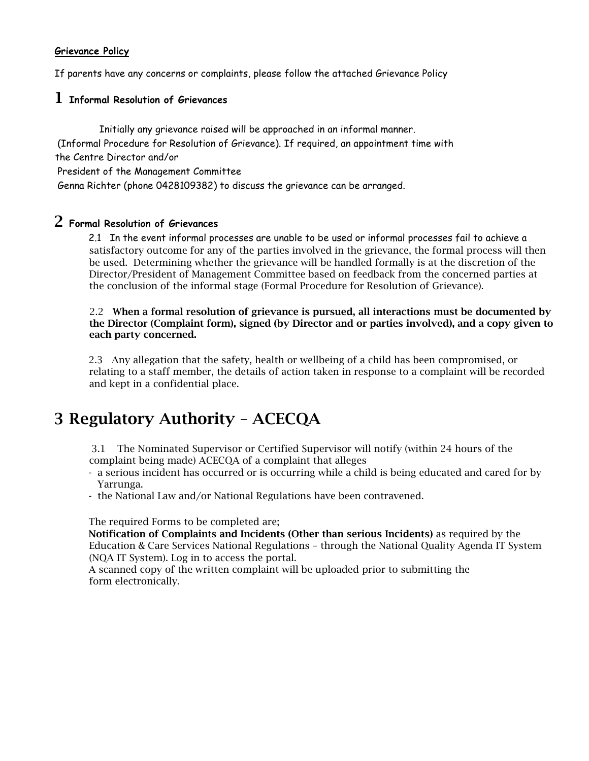**Grievance Policy**

If parents have any concerns or complaints, please follow the attached Grievance Policy

## 1 Informal Resolution of Grievances

Initially any grievance raised will be approached in an informal manner. (Informal Procedure for Resolution of Grievance). If required, an appointment time with the Centre Director and/or President of the Management Committee Genna Richter (phone 0428109382) to discuss the grievance can be arranged.

## 2 Formal Resolution of Grievances

2.1 In the event informal processes are unable to be used or informal processes fail to achieve a satisfactory outcome for any of the parties involved in the grievance, the formal process will then be used. Determining whether the grievance will be handled formally is at the discretion of the Director/President of Management Committee based on feedback from the concerned parties at the conclusion of the informal stage (Formal Procedure for Resolution of Grievance).

2.2 **When a formal resolution of grievance is pursued, all interactions must be documented by the Director (Complaint form), signed (by Director and or parties involved), and a copy given to each party concerned.**

2.3 Any allegation that the safety, health or wellbeing of a child has been compromised, or relating to a staff member, the details of action taken in response to a complaint will be recorded and kept in a confidential place.

# 3 Regulatory Authority – ACECQA

3.1 The Nominated Supervisor or Certified Supervisor will notify (within 24 hours of the complaint being made) ACECQA of a complaint that alleges

- a serious incident has occurred or is occurring while a child is being educated and cared for by Yarrunga.
- the National Law and/or National Regulations have been contravened.

The required Forms to be completed are;
**Notification of Complaints and Incidents (Other than serious Incidents)** as required by the Education & Care Services National Regulations – through the National Quality Agenda IT System (NQA IT System). Log in to access the portal.
A scanned copy of the written complaint will be uploaded prior to submitting the form electronically.